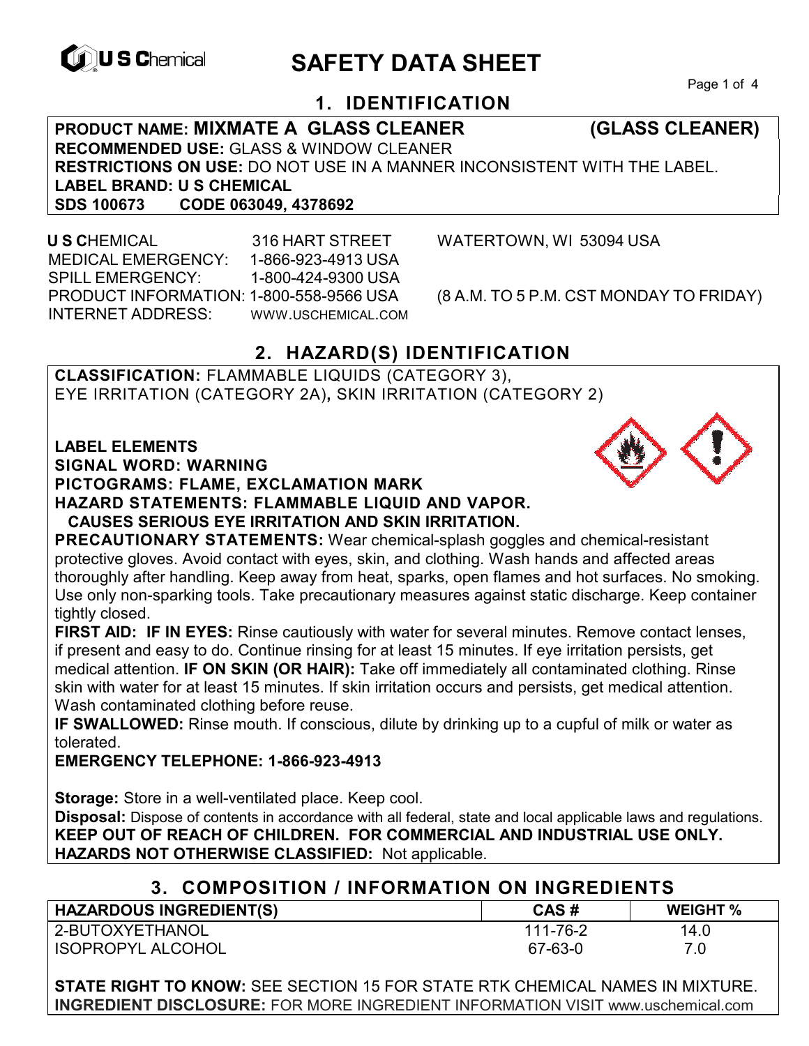U S Chemical

# SAFETY DATA SHEET

## 1. IDENTIFICATION

**PRODUCT NAME: MIXMATE A GLASS CLEANER (GLASS CLEANER)**
**RECOMMENDED USE:** GLASS & WINDOW CLEANER
**RESTRICTIONS ON USE:** DO NOT USE IN A MANNER INCONSISTENT WITH THE LABEL.
**LABEL BRAND: U S CHEMICAL**
**SDS 100673 CODE 063049, 4378692**

U S CHEMICAL 316 HART STREET WATERTOWN, WI 53094 USA
MEDICAL EMERGENCY: 1-866-923-4913 USA
SPILL EMERGENCY: 1-800-424-9300 USA
PRODUCT INFORMATION: 1-800-558-9566 USA (8 A.M. TO 5 P.M. CST MONDAY TO FRIDAY)
INTERNET ADDRESS: WWW.USCHEMICAL.COM

## 2. HAZARD(S) IDENTIFICATION

**CLASSIFICATION:** FLAMMABLE LIQUIDS (CATEGORY 3), EYE IRRITATION (CATEGORY 2A), SKIN IRRITATION (CATEGORY 2)

**LABEL ELEMENTS**
**SIGNAL WORD: WARNING**
**PICTOGRAMS: FLAME, EXCLAMATION MARK**
**HAZARD STATEMENTS: FLAMMABLE LIQUID AND VAPOR. CAUSES SERIOUS EYE IRRITATION AND SKIN IRRITATION.**

**PRECAUTIONARY STATEMENTS:** Wear chemical-splash goggles and chemical-resistant protective gloves. Avoid contact with eyes, skin, and clothing. Wash hands and affected areas thoroughly after handling. Keep away from heat, sparks, open flames and hot surfaces. No smoking. Use only non-sparking tools. Take precautionary measures against static discharge. Keep container tightly closed.

**FIRST AID: IF IN EYES:** Rinse cautiously with water for several minutes. Remove contact lenses, if present and easy to do. Continue rinsing for at least 15 minutes. If eye irritation persists, get medical attention. **IF ON SKIN (OR HAIR):** Take off immediately all contaminated clothing. Rinse skin with water for at least 15 minutes. If skin irritation occurs and persists, get medical attention. Wash contaminated clothing before reuse.

**IF SWALLOWED:** Rinse mouth. If conscious, dilute by drinking up to a cupful of milk or water as tolerated.

**EMERGENCY TELEPHONE: 1-866-923-4913**

**Storage:** Store in a well-ventilated place. Keep cool.
**Disposal:** Dispose of contents in accordance with all federal, state and local applicable laws and regulations.
**KEEP OUT OF REACH OF CHILDREN. FOR COMMERCIAL AND INDUSTRIAL USE ONLY.**
**HAZARDS NOT OTHERWISE CLASSIFIED:** Not applicable.

## 3. COMPOSITION / INFORMATION ON INGREDIENTS

| HAZARDOUS INGREDIENT(S) | CAS # | WEIGHT % |
|---|---|---|
| 2-BUTOXYETHANOL | 111-76-2 | 14.0 |
| ISOPROPYL ALCOHOL | 67-63-0 | 7.0 |

**STATE RIGHT TO KNOW:** SEE SECTION 15 FOR STATE RTK CHEMICAL NAMES IN MIXTURE.
**INGREDIENT DISCLOSURE:** FOR MORE INGREDIENT INFORMATION VISIT www.uschemical.com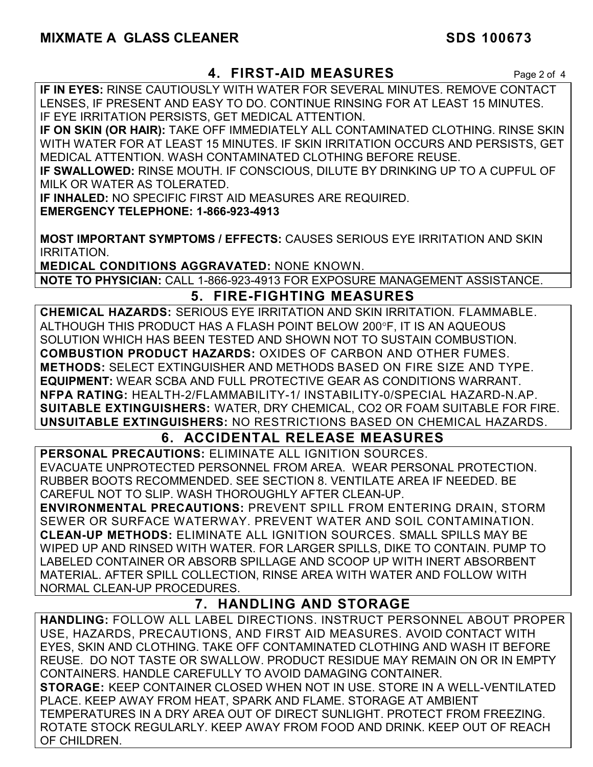## 4. FIRST-AID MEASURES

**IF IN EYES:** RINSE CAUTIOUSLY WITH WATER FOR SEVERAL MINUTES. REMOVE CONTACT LENSES, IF PRESENT AND EASY TO DO. CONTINUE RINSING FOR AT LEAST 15 MINUTES. IF EYE IRRITATION PERSISTS, GET MEDICAL ATTENTION.
**IF ON SKIN (OR HAIR):** TAKE OFF IMMEDIATELY ALL CONTAMINATED CLOTHING. RINSE SKIN WITH WATER FOR AT LEAST 15 MINUTES. IF SKIN IRRITATION OCCURS AND PERSISTS, GET MEDICAL ATTENTION. WASH CONTAMINATED CLOTHING BEFORE REUSE.
**IF SWALLOWED:** RINSE MOUTH. IF CONSCIOUS, DILUTE BY DRINKING UP TO A CUPFUL OF MILK OR WATER AS TOLERATED.
**IF INHALED:** NO SPECIFIC FIRST AID MEASURES ARE REQUIRED.
**EMERGENCY TELEPHONE: 1-866-923-4913**

**MOST IMPORTANT SYMPTOMS / EFFECTS:** CAUSES SERIOUS EYE IRRITATION AND SKIN IRRITATION.
**MEDICAL CONDITIONS AGGRAVATED:** NONE KNOWN.
**NOTE TO PHYSICIAN:** CALL 1-866-923-4913 FOR EXPOSURE MANAGEMENT ASSISTANCE.

## 5. FIRE-FIGHTING MEASURES

**CHEMICAL HAZARDS:** SERIOUS EYE IRRITATION AND SKIN IRRITATION. FLAMMABLE. ALTHOUGH THIS PRODUCT HAS A FLASH POINT BELOW 200°F, IT IS AN AQUEOUS SOLUTION WHICH HAS BEEN TESTED AND SHOWN NOT TO SUSTAIN COMBUSTION.
**COMBUSTION PRODUCT HAZARDS:** OXIDES OF CARBON AND OTHER FUMES.
**METHODS:** SELECT EXTINGUISHER AND METHODS BASED ON FIRE SIZE AND TYPE.
**EQUIPMENT:** WEAR SCBA AND FULL PROTECTIVE GEAR AS CONDITIONS WARRANT.
**NFPA RATING:** HEALTH-2/FLAMMABILITY-1/ INSTABILITY-0/SPECIAL HAZARD-N.AP.
**SUITABLE EXTINGUISHERS:** WATER, DRY CHEMICAL, CO2 OR FOAM SUITABLE FOR FIRE.
**UNSUITABLE EXTINGUISHERS:** NO RESTRICTIONS BASED ON CHEMICAL HAZARDS.

## 6. ACCIDENTAL RELEASE MEASURES

**PERSONAL PRECAUTIONS:** ELIMINATE ALL IGNITION SOURCES. EVACUATE UNPROTECTED PERSONNEL FROM AREA. WEAR PERSONAL PROTECTION. RUBBER BOOTS RECOMMENDED. SEE SECTION 8. VENTILATE AREA IF NEEDED. BE CAREFUL NOT TO SLIP. WASH THOROUGHLY AFTER CLEAN-UP.
**ENVIRONMENTAL PRECAUTIONS:** PREVENT SPILL FROM ENTERING DRAIN, STORM SEWER OR SURFACE WATERWAY. PREVENT WATER AND SOIL CONTAMINATION.
**CLEAN-UP METHODS:** ELIMINATE ALL IGNITION SOURCES. SMALL SPILLS MAY BE WIPED UP AND RINSED WITH WATER. FOR LARGER SPILLS, DIKE TO CONTAIN. PUMP TO LABELED CONTAINER OR ABSORB SPILLAGE AND SCOOP UP WITH INERT ABSORBENT MATERIAL. AFTER SPILL COLLECTION, RINSE AREA WITH WATER AND FOLLOW WITH NORMAL CLEAN-UP PROCEDURES.

## 7. HANDLING AND STORAGE

**HANDLING:** FOLLOW ALL LABEL DIRECTIONS. INSTRUCT PERSONNEL ABOUT PROPER USE, HAZARDS, PRECAUTIONS, AND FIRST AID MEASURES. AVOID CONTACT WITH EYES, SKIN AND CLOTHING. TAKE OFF CONTAMINATED CLOTHING AND WASH IT BEFORE REUSE. DO NOT TASTE OR SWALLOW. PRODUCT RESIDUE MAY REMAIN ON OR IN EMPTY CONTAINERS. HANDLE CAREFULLY TO AVOID DAMAGING CONTAINER.
**STORAGE:** KEEP CONTAINER CLOSED WHEN NOT IN USE. STORE IN A WELL-VENTILATED PLACE. KEEP AWAY FROM HEAT, SPARK AND FLAME. STORAGE AT AMBIENT TEMPERATURES IN A DRY AREA OUT OF DIRECT SUNLIGHT. PROTECT FROM FREEZING. ROTATE STOCK REGULARLY. KEEP AWAY FROM FOOD AND DRINK. KEEP OUT OF REACH OF CHILDREN.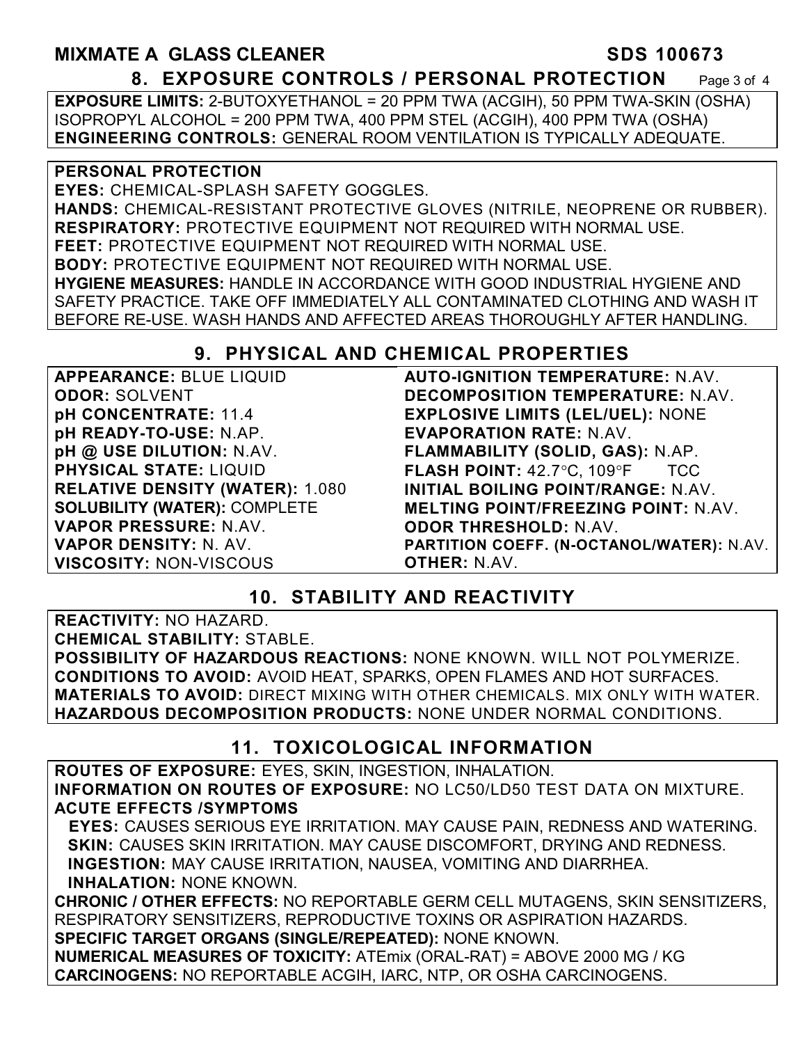## 8. EXPOSURE CONTROLS / PERSONAL PROTECTION

**EXPOSURE LIMITS:** 2-BUTOXYETHANOL = 20 PPM TWA (ACGIH), 50 PPM TWA-SKIN (OSHA)
ISOPROPYL ALCOHOL = 200 PPM TWA, 400 PPM STEL (ACGIH), 400 PPM TWA (OSHA)
**ENGINEERING CONTROLS:** GENERAL ROOM VENTILATION IS TYPICALLY ADEQUATE.

**PERSONAL PROTECTION**
**EYES:** CHEMICAL-SPLASH SAFETY GOGGLES.
**HANDS:** CHEMICAL-RESISTANT PROTECTIVE GLOVES (NITRILE, NEOPRENE OR RUBBER).
**RESPIRATORY:** PROTECTIVE EQUIPMENT NOT REQUIRED WITH NORMAL USE.
**FEET:** PROTECTIVE EQUIPMENT NOT REQUIRED WITH NORMAL USE.
**BODY:** PROTECTIVE EQUIPMENT NOT REQUIRED WITH NORMAL USE.
**HYGIENE MEASURES:** HANDLE IN ACCORDANCE WITH GOOD INDUSTRIAL HYGIENE AND SAFETY PRACTICE. TAKE OFF IMMEDIATELY ALL CONTAMINATED CLOTHING AND WASH IT BEFORE RE-USE. WASH HANDS AND AFFECTED AREAS THOROUGHLY AFTER HANDLING.

## 9. PHYSICAL AND CHEMICAL PROPERTIES

**APPEARANCE:** BLUE LIQUID
**ODOR:** SOLVENT
**pH CONCENTRATE:** 11.4
**pH READY-TO-USE:** N.AP.
**pH @ USE DILUTION:** N.AV.
**PHYSICAL STATE:** LIQUID
**RELATIVE DENSITY (WATER):** 1.080
**SOLUBILITY (WATER):** COMPLETE
**VAPOR PRESSURE:** N.AV.
**VAPOR DENSITY:** N. AV.
**VISCOSITY:** NON-VISCOUS
**AUTO-IGNITION TEMPERATURE:** N.AV.
**DECOMPOSITION TEMPERATURE:** N.AV.
**EXPLOSIVE LIMITS (LEL/UEL):** NONE
**EVAPORATION RATE:** N.AV.
**FLAMMABILITY (SOLID, GAS):** N.AP.
**FLASH POINT:** 42.7°C, 109°F TCC
**INITIAL BOILING POINT/RANGE:** N.AV.
**MELTING POINT/FREEZING POINT:** N.AV.
**ODOR THRESHOLD:** N.AV.
**PARTITION COEFF. (N-OCTANOL/WATER):** N.AV.
**OTHER:** N.AV.

## 10. STABILITY AND REACTIVITY

**REACTIVITY:** NO HAZARD.
**CHEMICAL STABILITY:** STABLE.
**POSSIBILITY OF HAZARDOUS REACTIONS:** NONE KNOWN. WILL NOT POLYMERIZE.
**CONDITIONS TO AVOID:** AVOID HEAT, SPARKS, OPEN FLAMES AND HOT SURFACES.
**MATERIALS TO AVOID:** DIRECT MIXING WITH OTHER CHEMICALS. MIX ONLY WITH WATER.
**HAZARDOUS DECOMPOSITION PRODUCTS:** NONE UNDER NORMAL CONDITIONS.

## 11. TOXICOLOGICAL INFORMATION

**ROUTES OF EXPOSURE:** EYES, SKIN, INGESTION, INHALATION.
**INFORMATION ON ROUTES OF EXPOSURE:** NO LC50/LD50 TEST DATA ON MIXTURE.
**ACUTE EFFECTS /SYMPTOMS**
**EYES:** CAUSES SERIOUS EYE IRRITATION. MAY CAUSE PAIN, REDNESS AND WATERING.
**SKIN:** CAUSES SKIN IRRITATION. MAY CAUSE DISCOMFORT, DRYING AND REDNESS.
**INGESTION:** MAY CAUSE IRRITATION, NAUSEA, VOMITING AND DIARRHEA.
**INHALATION:** NONE KNOWN.
**CHRONIC / OTHER EFFECTS:** NO REPORTABLE GERM CELL MUTAGENS, SKIN SENSITIZERS, RESPIRATORY SENSITIZERS, REPRODUCTIVE TOXINS OR ASPIRATION HAZARDS.
**SPECIFIC TARGET ORGANS (SINGLE/REPEATED):** NONE KNOWN.
**NUMERICAL MEASURES OF TOXICITY:** ATEmix (ORAL-RAT) = ABOVE 2000 MG / KG
**CARCINOGENS:** NO REPORTABLE ACGIH, IARC, NTP, OR OSHA CARCINOGENS.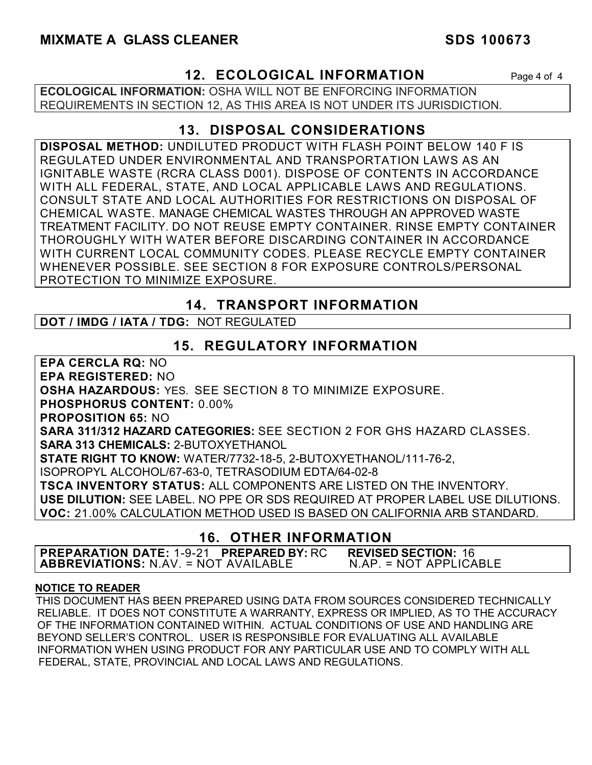## 12. ECOLOGICAL INFORMATION

**ECOLOGICAL INFORMATION:** OSHA WILL NOT BE ENFORCING INFORMATION REQUIREMENTS IN SECTION 12, AS THIS AREA IS NOT UNDER ITS JURISDICTION.

## 13. DISPOSAL CONSIDERATIONS

**DISPOSAL METHOD:** UNDILUTED PRODUCT WITH FLASH POINT BELOW 140 F IS REGULATED UNDER ENVIRONMENTAL AND TRANSPORTATION LAWS AS AN IGNITABLE WASTE (RCRA CLASS D001). DISPOSE OF CONTENTS IN ACCORDANCE WITH ALL FEDERAL, STATE, AND LOCAL APPLICABLE LAWS AND REGULATIONS. CONSULT STATE AND LOCAL AUTHORITIES FOR RESTRICTIONS ON DISPOSAL OF CHEMICAL WASTE. MANAGE CHEMICAL WASTES THROUGH AN APPROVED WASTE TREATMENT FACILITY. DO NOT REUSE EMPTY CONTAINER. RINSE EMPTY CONTAINER THOROUGHLY WITH WATER BEFORE DISCARDING CONTAINER IN ACCORDANCE WITH CURRENT LOCAL COMMUNITY CODES. PLEASE RECYCLE EMPTY CONTAINER WHENEVER POSSIBLE. SEE SECTION 8 FOR EXPOSURE CONTROLS/PERSONAL PROTECTION TO MINIMIZE EXPOSURE.

## 14. TRANSPORT INFORMATION

**DOT / IMDG / IATA / TDG:** NOT REGULATED

## 15. REGULATORY INFORMATION

**EPA CERCLA RQ:** NO
**EPA REGISTERED:** NO
**OSHA HAZARDOUS:** YES. SEE SECTION 8 TO MINIMIZE EXPOSURE.
**PHOSPHORUS CONTENT:** 0.00%
**PROPOSITION 65:** NO
**SARA 311/312 HAZARD CATEGORIES:** SEE SECTION 2 FOR GHS HAZARD CLASSES.
**SARA 313 CHEMICALS:** 2-BUTOXYETHANOL
**STATE RIGHT TO KNOW:** WATER/7732-18-5, 2-BUTOXYETHANOL/111-76-2, ISOPROPYL ALCOHOL/67-63-0, TETRASODIUM EDTA/64-02-8
**TSCA INVENTORY STATUS:** ALL COMPONENTS ARE LISTED ON THE INVENTORY.
**USE DILUTION:** SEE LABEL. NO PPE OR SDS REQUIRED AT PROPER LABEL USE DILUTIONS.
**VOC:** 21.00% CALCULATION METHOD USED IS BASED ON CALIFORNIA ARB STANDARD.

## 16. OTHER INFORMATION

**PREPARATION DATE:** 1-9-21 **PREPARED BY:** RC **REVISED SECTION:** 16
**ABBREVIATIONS:** N.AV. = NOT AVAILABLE N.AP. = NOT APPLICABLE

**NOTICE TO READER**

THIS DOCUMENT HAS BEEN PREPARED USING DATA FROM SOURCES CONSIDERED TECHNICALLY RELIABLE. IT DOES NOT CONSTITUTE A WARRANTY, EXPRESS OR IMPLIED, AS TO THE ACCURACY OF THE INFORMATION CONTAINED WITHIN. ACTUAL CONDITIONS OF USE AND HANDLING ARE BEYOND SELLER'S CONTROL. USER IS RESPONSIBLE FOR EVALUATING ALL AVAILABLE INFORMATION WHEN USING PRODUCT FOR ANY PARTICULAR USE AND TO COMPLY WITH ALL FEDERAL, STATE, PROVINCIAL AND LOCAL LAWS AND REGULATIONS.